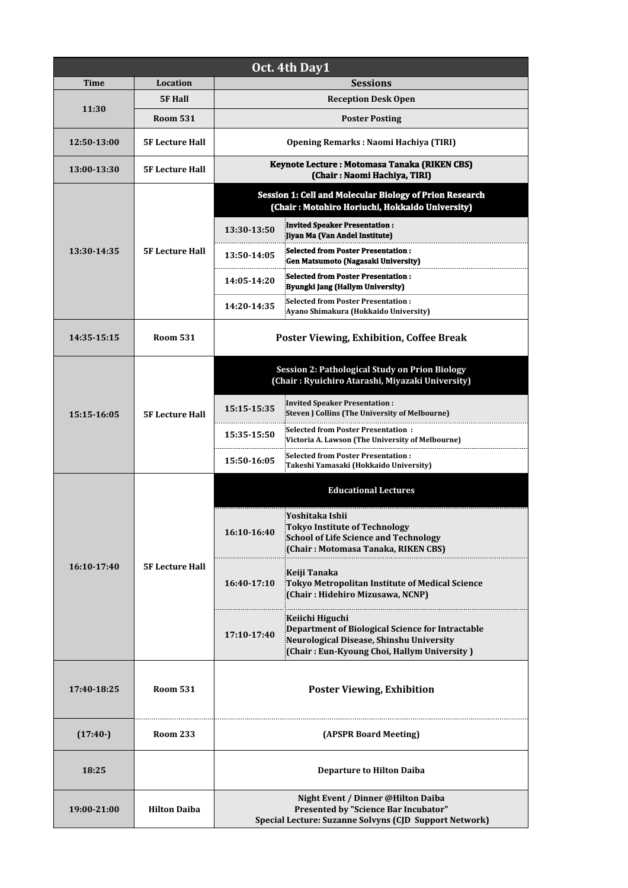| Oct. 4th Day1 | | | |
|---|---|---|---|
| **Time** | **Location** | **Sessions** | |
| 11:30 | 5F Hall | Reception Desk Open | |
| | Room 531 | Poster Posting | |
| 12:50-13:00 | 5F Lecture Hall | Opening Remarks : Naomi Hachiya (TIRI) | |
| 13:00-13:30 | 5F Lecture Hall | Keynote Lecture : Motomasa Tanaka (RIKEN CBS) (Chair : Naomi Hachiya, TIRI) | |
| 13:30-14:35 | 5F Lecture Hall | **Session 1: Cell and Molecular Biology of Prion Research (Chair : Motohiro Horiuchi, Hokkaido University)** | |
| | | 13:30-13:50 | Invited Speaker Presentation : Jiyan Ma (Van Andel Institute) |
| | | 13:50-14:05 | Selected from Poster Presentation : Gen Matsumoto (Nagasaki University) |
| | | 14:05-14:20 | Selected from Poster Presentation : Byungki Jang (Hallym University) |
| | | 14:20-14:35 | Selected from Poster Presentation : Ayano Shimakura (Hokkaido University) |
| 14:35-15:15 | Room 531 | Poster Viewing, Exhibition, Coffee Break | |
| 15:15-16:05 | 5F Lecture Hall | **Session 2: Pathological Study on Prion Biology (Chair : Ryuichiro Atarashi, Miyazaki University)** | |
| | | 15:15-15:35 | Invited Speaker Presentation : Steven J Collins (The University of Melbourne) |
| | | 15:35-15:50 | Selected from Poster Presentation : Victoria A. Lawson (The University of Melbourne) |
| | | 15:50-16:05 | Selected from Poster Presentation : Takeshi Yamasaki (Hokkaido University) |
| 16:10-17:40 | 5F Lecture Hall | **Educational Lectures** | |
| | | 16:10-16:40 | Yoshitaka Ishii Tokyo Institute of Technology School of Life Science and Technology (Chair : Motomasa Tanaka, RIKEN CBS) |
| | | 16:40-17:10 | Keiji Tanaka Tokyo Metropolitan Institute of Medical Science (Chair : Hidehiro Mizusawa, NCNP) |
| | | 17:10-17:40 | Keiichi Higuchi Department of Biological Science for Intractable Neurological Disease, Shinshu University (Chair : Eun-Kyoung Choi, Hallym University ) |
| 17:40-18:25 | Room 531 | Poster Viewing, Exhibition | |
| (17:40-) | Room 233 | (APSPR Board Meeting) | |
| 18:25 | | Departure to Hilton Daiba | |
| 19:00-21:00 | Hilton Daiba | Night Event / Dinner @Hilton Daiba Presented by "Science Bar Incubator" Special Lecture: Suzanne Solvyns (CJD Support Network) | |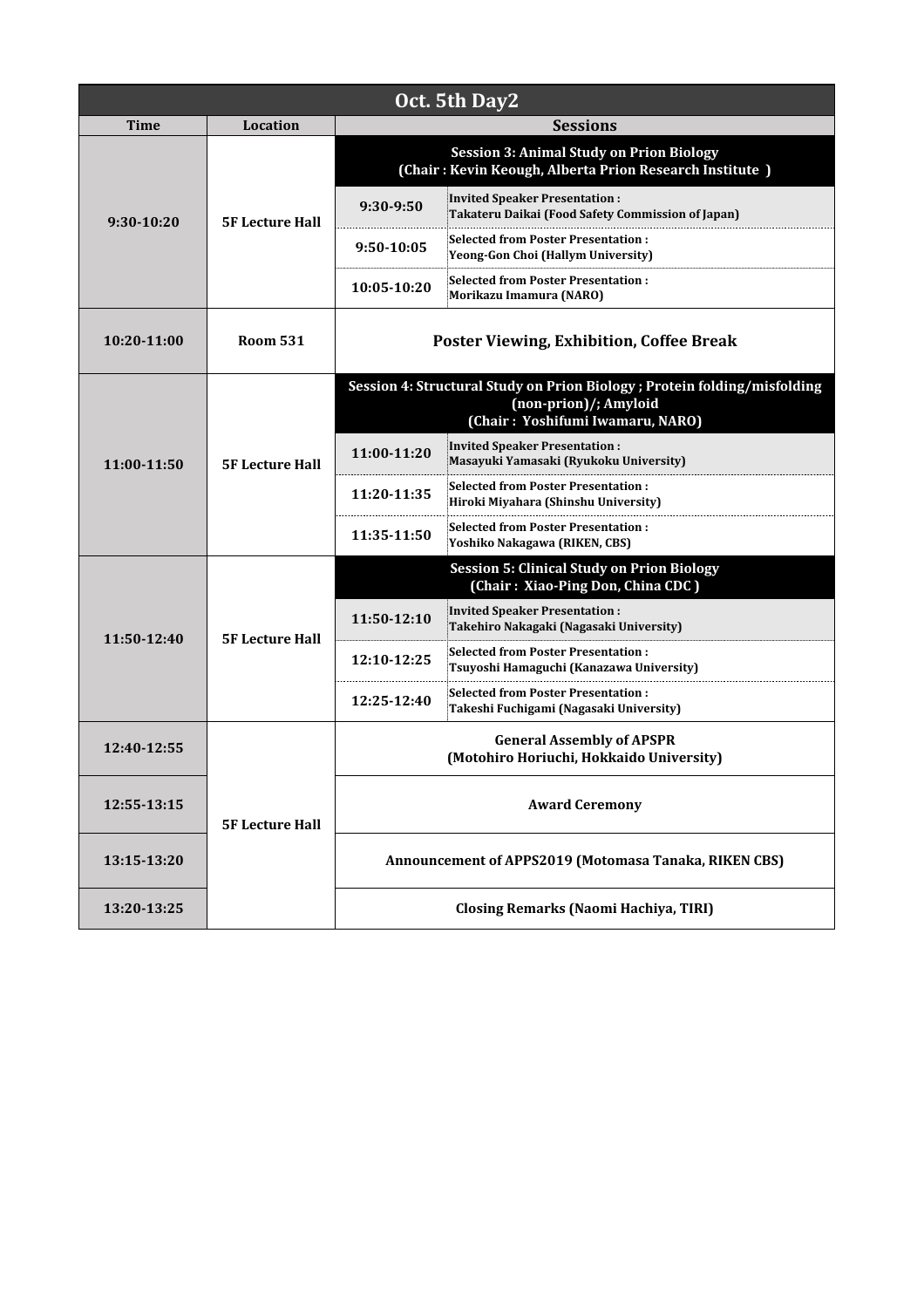| Oct. 5th Day2 | | | |
|---|---|---|---|
| **Time** | **Location** | **Sessions** | |
| 9:30-10:20 | 5F Lecture Hall | **Session 3: Animal Study on Prion Biology (Chair : Kevin Keough, Alberta Prion Research Institute )** | |
| | | 9:30-9:50 | Invited Speaker Presentation : Takateru Daikai (Food Safety Commission of Japan) |
| | | 9:50-10:05 | Selected from Poster Presentation : Yeong-Gon Choi (Hallym University) |
| | | 10:05-10:20 | Selected from Poster Presentation : Morikazu Imamura (NARO) |
| 10:20-11:00 | Room 531 | **Poster Viewing, Exhibition, Coffee Break** | |
| 11:00-11:50 | 5F Lecture Hall | **Session 4: Structural Study on Prion Biology ; Protein folding/misfolding (non-prion)/; Amyloid (Chair : Yoshifumi Iwamaru, NARO)** | |
| | | 11:00-11:20 | Invited Speaker Presentation : Masayuki Yamasaki (Ryukoku University) |
| | | 11:20-11:35 | Selected from Poster Presentation : Hiroki Miyahara (Shinshu University) |
| | | 11:35-11:50 | Selected from Poster Presentation : Yoshiko Nakagawa (RIKEN, CBS) |
| 11:50-12:40 | 5F Lecture Hall | **Session 5: Clinical Study on Prion Biology (Chair : Xiao-Ping Don, China CDC )** | |
| | | 11:50-12:10 | Invited Speaker Presentation : Takehiro Nakagaki (Nagasaki University) |
| | | 12:10-12:25 | Selected from Poster Presentation : Tsuyoshi Hamaguchi (Kanazawa University) |
| | | 12:25-12:40 | Selected from Poster Presentation : Takeshi Fuchigami (Nagasaki University) |
| 12:40-12:55 | 5F Lecture Hall | **General Assembly of APSPR (Motohiro Horiuchi, Hokkaido University)** | |
| 12:55-13:15 | | **Award Ceremony** | |
| 13:15-13:20 | | **Announcement of APPS2019 (Motomasa Tanaka, RIKEN CBS)** | |
| 13:20-13:25 | | **Closing Remarks (Naomi Hachiya, TIRI)** | |